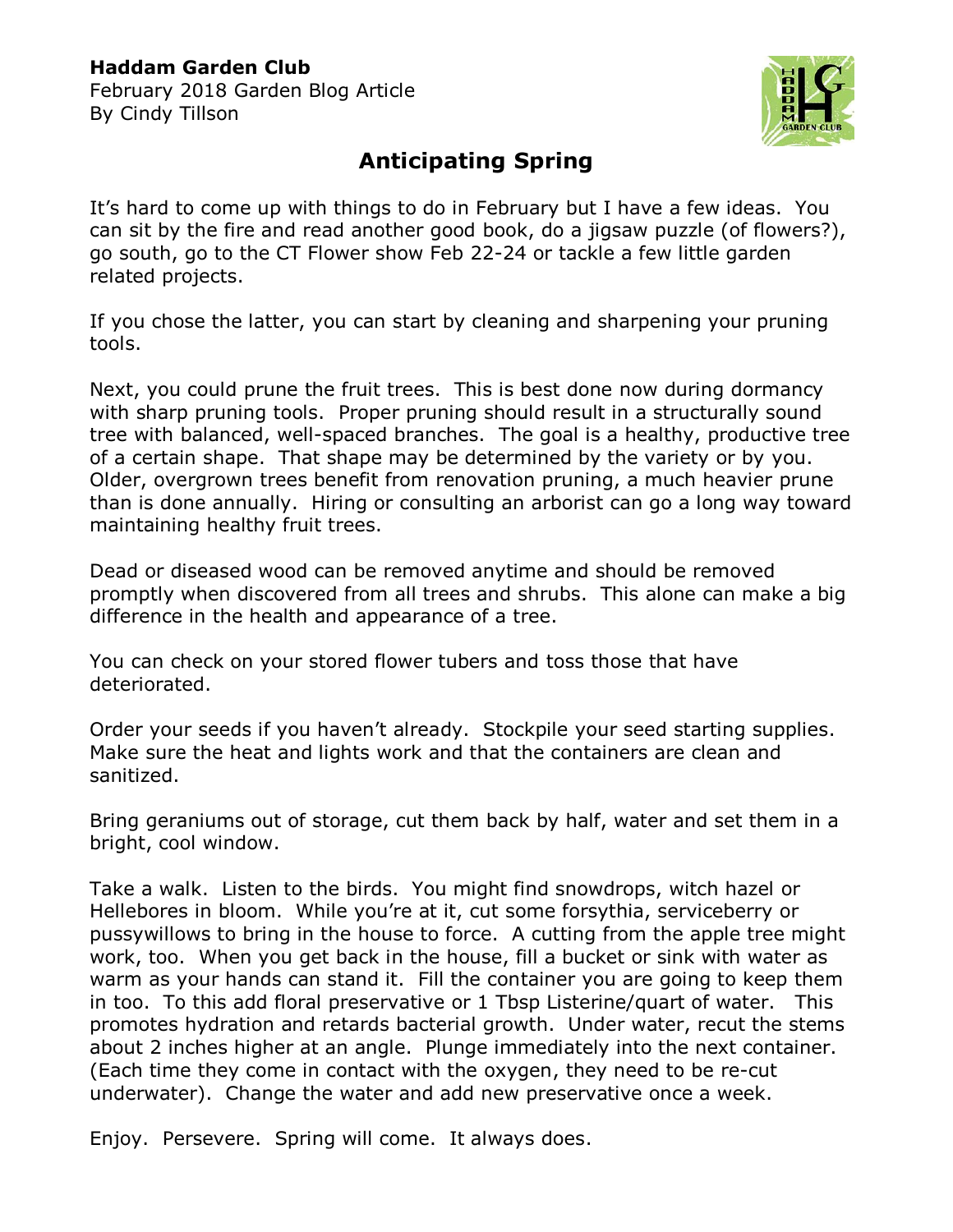**Haddam Garden Club**
February 2018 Garden Blog Article
By Cindy Tillson

# Anticipating Spring

It's hard to come up with things to do in February but I have a few ideas. You can sit by the fire and read another good book, do a jigsaw puzzle (of flowers?), go south, go to the CT Flower show Feb 22-24 or tackle a few little garden related projects.

If you chose the latter, you can start by cleaning and sharpening your pruning tools.

Next, you could prune the fruit trees. This is best done now during dormancy with sharp pruning tools. Proper pruning should result in a structurally sound tree with balanced, well-spaced branches. The goal is a healthy, productive tree of a certain shape. That shape may be determined by the variety or by you. Older, overgrown trees benefit from renovation pruning, a much heavier prune than is done annually. Hiring or consulting an arborist can go a long way toward maintaining healthy fruit trees.

Dead or diseased wood can be removed anytime and should be removed promptly when discovered from all trees and shrubs. This alone can make a big difference in the health and appearance of a tree.

You can check on your stored flower tubers and toss those that have deteriorated.

Order your seeds if you haven't already. Stockpile your seed starting supplies. Make sure the heat and lights work and that the containers are clean and sanitized.

Bring geraniums out of storage, cut them back by half, water and set them in a bright, cool window.

Take a walk. Listen to the birds. You might find snowdrops, witch hazel or Hellebores in bloom. While you're at it, cut some forsythia, serviceberry or pussywillows to bring in the house to force. A cutting from the apple tree might work, too. When you get back in the house, fill a bucket or sink with water as warm as your hands can stand it. Fill the container you are going to keep them in too. To this add floral preservative or 1 Tbsp Listerine/quart of water. This promotes hydration and retards bacterial growth. Under water, recut the stems about 2 inches higher at an angle. Plunge immediately into the next container. (Each time they come in contact with the oxygen, they need to be re-cut underwater). Change the water and add new preservative once a week.

Enjoy. Persevere. Spring will come. It always does.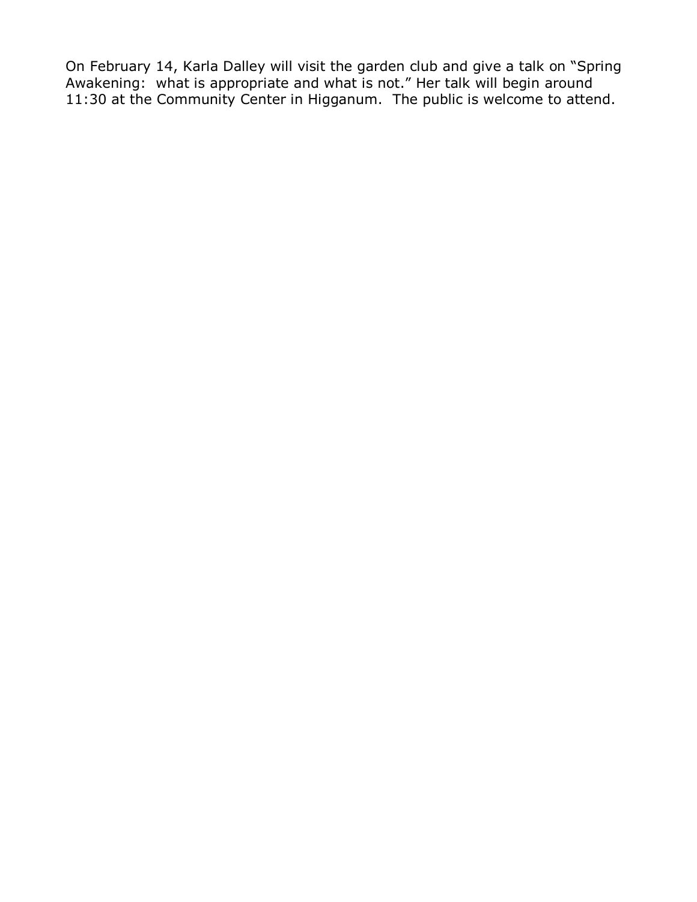On February 14, Karla Dalley will visit the garden club and give a talk on "Spring Awakening: what is appropriate and what is not." Her talk will begin around 11:30 at the Community Center in Higganum. The public is welcome to attend.